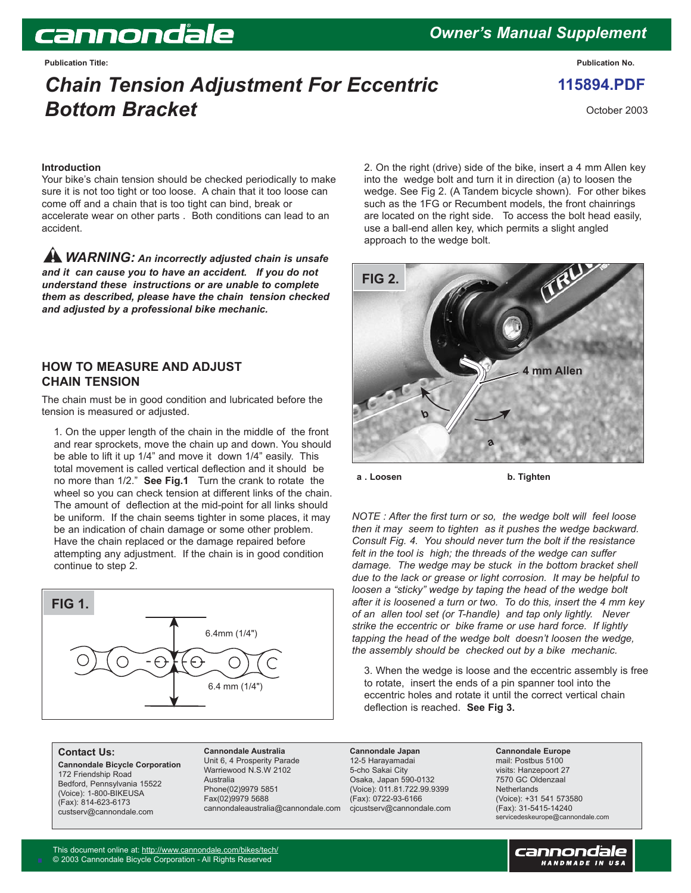# Chain Tension Adjustment For Eccentric Bottom Bracket

Owner's Manual Supplement

Publication Title:

Publication No. **115894.PDF**

October 2003

### Introduction

Your bike's chain tension should be checked periodically to make sure it is not too tight or too loose. A chain that it too loose can come off and a chain that is too tight can bind, break or accelerate wear on other parts . Both conditions can lead to an accident.

***WARNING:*** ***An incorrectly adjusted chain is unsafe and it can cause you to have an accident. If you do not understand these instructions or are unable to complete them as described, please have the chain tension checked and adjusted by a professional bike mechanic.***

## HOW TO MEASURE AND ADJUST CHAIN TENSION

The chain must be in good condition and lubricated before the tension is measured or adjusted.

1. On the upper length of the chain in the middle of the front and rear sprockets, move the chain up and down. You should be able to lift it up 1/4" and move it down 1/4" easily. This total movement is called vertical deflection and it should be no more than 1/2." **See Fig.1** Turn the crank to rotate the wheel so you can check tension at different links of the chain. The amount of deflection at the mid-point for all links should be uniform. If the chain seems tighter in some places, it may be an indication of chain damage or some other problem. Have the chain replaced or the damage repaired before attempting any adjustment. If the chain is in good condition continue to step 2.

**FIG 1.**

6.4mm (1/4")

6.4 mm (1/4")

2. On the right (drive) side of the bike, insert a 4 mm Allen key into the wedge bolt and turn it in direction (a) to loosen the wedge. See Fig 2. (A Tandem bicycle shown). For other bikes such as the 1FG or Recumbent models, the front chainrings are located on the right side. To access the bolt head easily, use a ball-end allen key, which permits a slight angled approach to the wedge bolt.

**FIG 2.**

4 mm Allen

**a . Loosen** **b. Tighten**

*NOTE : After the first turn or so, the wedge bolt will feel loose then it may seem to tighten as it pushes the wedge backward. Consult Fig. 4. You should never turn the bolt if the resistance felt in the tool is high; the threads of the wedge can suffer damage. The wedge may be stuck in the bottom bracket shell due to the lack or grease or light corrosion. It may be helpful to loosen a "sticky" wedge by taping the head of the wedge bolt after it is loosened a turn or two. To do this, insert the 4 mm key of an allen tool set (or T-handle) and tap only lightly. Never strike the eccentric or bike frame or use hard force. If lightly tapping the head of the wedge bolt doesn't loosen the wedge, the assembly should be checked out by a bike mechanic.*

3. When the wedge is loose and the eccentric assembly is free to rotate, insert the ends of a pin spanner tool into the eccentric holes and rotate it until the correct vertical chain deflection is reached. **See Fig 3.**

**Contact Us:**

**Cannondale Bicycle Corporation**
172 Friendship Road
Bedford, Pennsylvania 15522
(Voice): 1-800-BIKEUSA
(Fax): 814-623-6173
custserv@cannondale.com

**Cannondale Australia**
Unit 6, 4 Prosperity Parade
Warriewood N.S.W 2102
Australia
Phone(02)9979 5851
Fax(02)9979 5688
cannondaleaustralia@cannondale.com

**Cannondale Japan**
12-5 Harayamadai
5-cho Sakai City
Osaka, Japan 590-0132
(Voice): 011.81.722.99.9399
(Fax): 0722-93-6166
cjcustserv@cannondale.com

**Cannondale Europe**
mail: Postbus 5100
visits: Hanzepoort 27
7570 GC Oldenzaal
Netherlands
(Voice): +31 541 573580
(Fax): 31-5415-14240
servicedeskeurope@cannondale.com

This document online at: http://www.cannondale.com/bikes/tech/
© 2003 Cannondale Bicycle Corporation - All Rights Reserved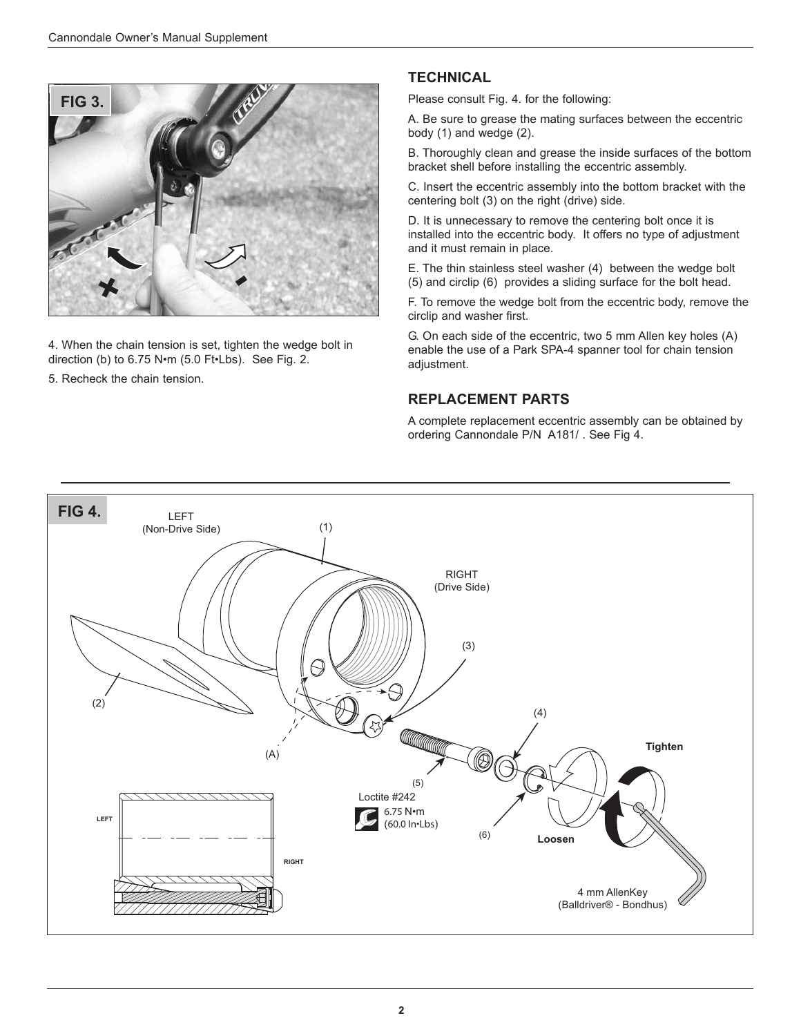FIG 3.

4. When the chain tension is set, tighten the wedge bolt in direction (b) to 6.75 N•m (5.0 Ft•Lbs). See Fig. 2.

5. Recheck the chain tension.

## TECHNICAL

Please consult Fig. 4. for the following:

A. Be sure to grease the mating surfaces between the eccentric body (1) and wedge (2).

B. Thoroughly clean and grease the inside surfaces of the bottom bracket shell before installing the eccentric assembly.

C. Insert the eccentric assembly into the bottom bracket with the centering bolt (3) on the right (drive) side.

D. It is unnecessary to remove the centering bolt once it is installed into the eccentric body. It offers no type of adjustment and it must remain in place.

E. The thin stainless steel washer (4) between the wedge bolt (5) and circlip (6) provides a sliding surface for the bolt head.

F. To remove the wedge bolt from the eccentric body, remove the circlip and washer first.

G. On each side of the eccentric, two 5 mm Allen key holes (A) enable the use of a Park SPA-4 spanner tool for chain tension adjustment.

## REPLACEMENT PARTS

A complete replacement eccentric assembly can be obtained by ordering Cannondale P/N A181/ . See Fig 4.

FIG 4.

LEFT (Non-Drive Side)

RIGHT (Drive Side)

(1) (2) (3) (4) (5) (6) (A)

Loctite #242

6.75 N•m (60.0 In•Lbs)

Tighten

Loosen

4 mm AllenKey (Balldriver® - Bondhus)

LEFT

RIGHT